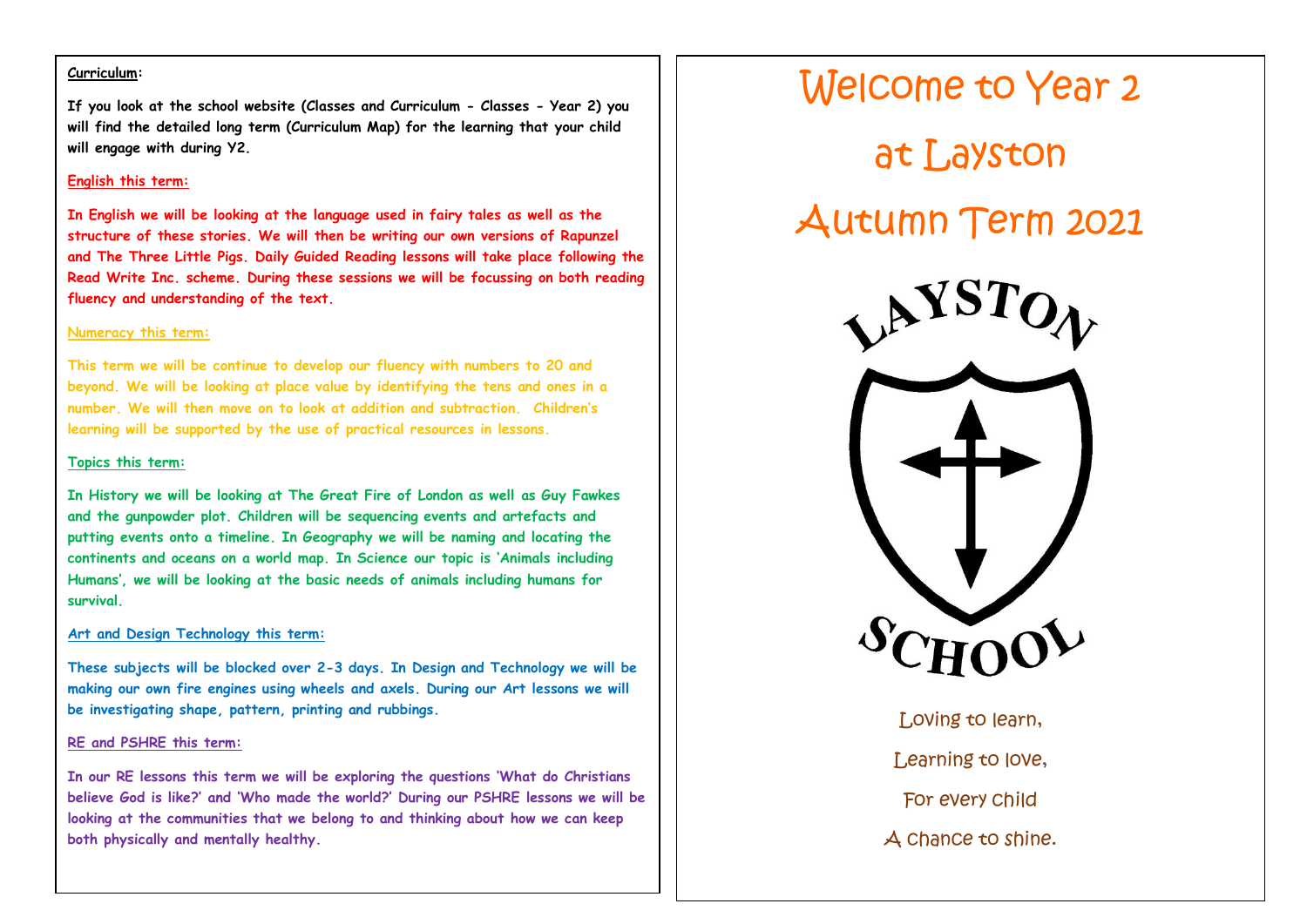**Curriculum:**

**If you look at the school website (Classes and Curriculum - Classes - Year 2) you will find the detailed long term (Curriculum Map) for the learning that your child will engage with during Y2.**

**English this term:**

**In English we will be looking at the language used in fairy tales as well as the structure of these stories. We will then be writing our own versions of Rapunzel and The Three Little Pigs. Daily Guided Reading lessons will take place following the Read Write Inc. scheme. During these sessions we will be focussing on both reading fluency and understanding of the text.**

**Numeracy this term:**

**This term we will be continue to develop our fluency with numbers to 20 and beyond. We will be looking at place value by identifying the tens and ones in a number. We will then move on to look at addition and subtraction. Children's learning will be supported by the use of practical resources in lessons.**

**Topics this term:**

**In History we will be looking at The Great Fire of London as well as Guy Fawkes and the gunpowder plot. Children will be sequencing events and artefacts and putting events onto a timeline. In Geography we will be naming and locating the continents and oceans on a world map. In Science our topic is 'Animals including Humans', we will be looking at the basic needs of animals including humans for survival.**

**Art and Design Technology this term:**

**These subjects will be blocked over 2-3 days. In Design and Technology we will be making our own fire engines using wheels and axels. During our Art lessons we will be investigating shape, pattern, printing and rubbings.**

**RE and PSHRE this term:**

**In our RE lessons this term we will be exploring the questions 'What do Christians believe God is like?' and 'Who made the world?' During our PSHRE lessons we will be looking at the communities that we belong to and thinking about how we can keep both physically and mentally healthy.**

# Welcome to Year 2 at Layston Autumn Term 2021

LAYSTON SCHOOL

Loving to learn,

Learning to love,

For every child

A chance to shine.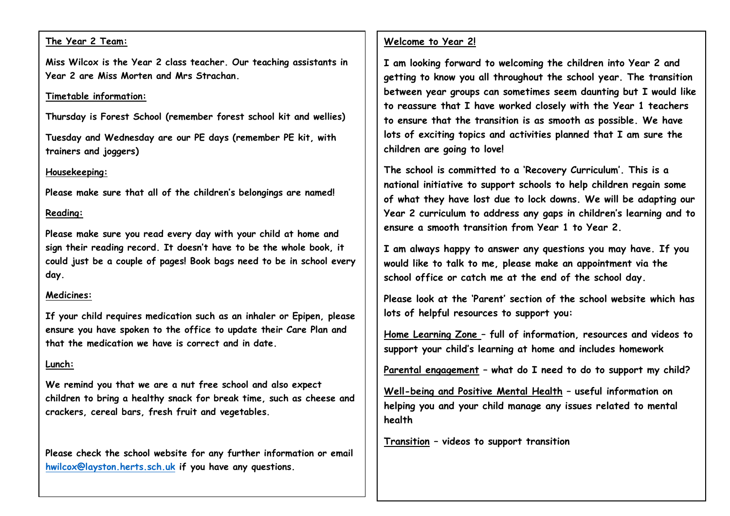## The Year 2 Team:

Miss Wilcox is the Year 2 class teacher. Our teaching assistants in Year 2 are Miss Morten and Mrs Strachan.

## Timetable information:

Thursday is Forest School (remember forest school kit and wellies)

Tuesday and Wednesday are our PE days (remember PE kit, with trainers and joggers)

## Housekeeping:

Please make sure that all of the children's belongings are named!

## Reading:

Please make sure you read every day with your child at home and sign their reading record. It doesn't have to be the whole book, it could just be a couple of pages! Book bags need to be in school every day.

## Medicines:

If your child requires medication such as an inhaler or Epipen, please ensure you have spoken to the office to update their Care Plan and that the medication we have is correct and in date.

## Lunch:

We remind you that we are a nut free school and also expect children to bring a healthy snack for break time, such as cheese and crackers, cereal bars, fresh fruit and vegetables.

Please check the school website for any further information or email hwilcox@layston.herts.sch.uk if you have any questions.

## Welcome to Year 2!

I am looking forward to welcoming the children into Year 2 and getting to know you all throughout the school year. The transition between year groups can sometimes seem daunting but I would like to reassure that I have worked closely with the Year 1 teachers to ensure that the transition is as smooth as possible. We have lots of exciting topics and activities planned that I am sure the children are going to love!

The school is committed to a 'Recovery Curriculum'. This is a national initiative to support schools to help children regain some of what they have lost due to lock downs. We will be adapting our Year 2 curriculum to address any gaps in children's learning and to ensure a smooth transition from Year 1 to Year 2.

I am always happy to answer any questions you may have. If you would like to talk to me, please make an appointment via the school office or catch me at the end of the school day.

Please look at the 'Parent' section of the school website which has lots of helpful resources to support you:

Home Learning Zone – full of information, resources and videos to support your child's learning at home and includes homework

Parental engagement – what do I need to do to support my child?

Well-being and Positive Mental Health – useful information on helping you and your child manage any issues related to mental health

Transition – videos to support transition